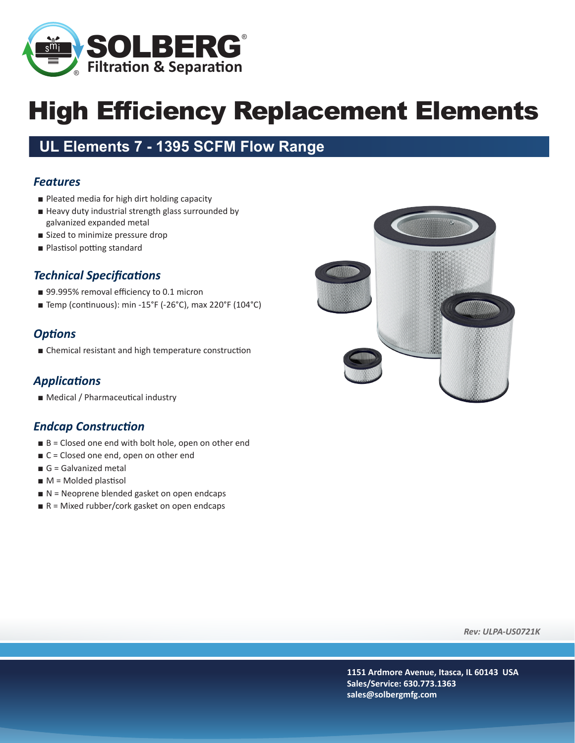# High Efficiency Replacement Elements

## UL Elements 7 - 1395 SCFM Flow Range

### *Features*

- Pleated media for high dirt holding capacity
- Heavy duty industrial strength glass surrounded by galvanized expanded metal
- Sized to minimize pressure drop
- Plastisol potting standard

### *Technical Specifications*

- 99.995% removal efficiency to 0.1 micron
- Temp (continuous): min -15°F (-26°C), max 220°F (104°C)

### *Options*

- Chemical resistant and high temperature construction

### *Applications*

- Medical / Pharmaceutical industry

### *Endcap Construction*

- B = Closed one end with bolt hole, open on other end
- C = Closed one end, open on other end
- G = Galvanized metal
- M = Molded plastisol
- N = Neoprene blended gasket on open endcaps
- R = Mixed rubber/cork gasket on open endcaps

*Rev: ULPA-US0721K*

**1151 Ardmore Avenue, Itasca, IL 60143 USA**
**Sales/Service: 630.773.1363**
**sales@solbergmfg.com**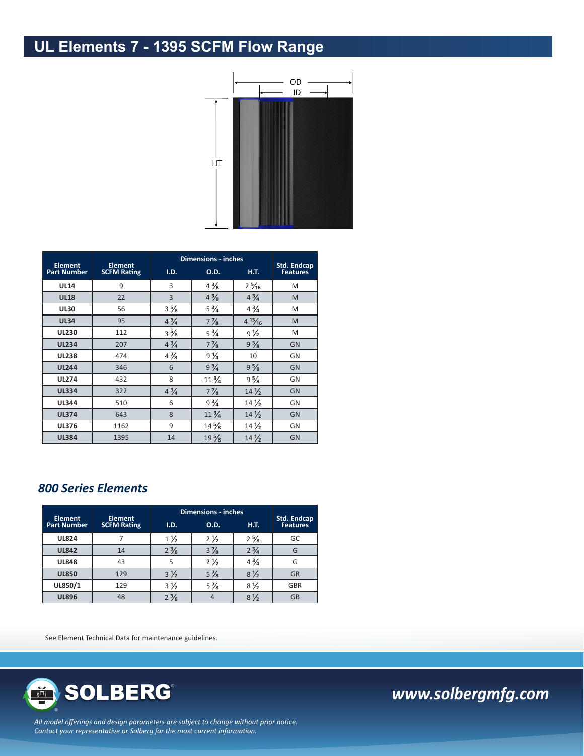# UL Elements 7 - 1395 SCFM Flow Range

OD
ID
HT

| Element Part Number | Element SCFM Rating | Dimensions - inches | | | Std. Endcap Features |
|---|---|---|---|---|---|
| | | I.D. | O.D. | H.T. | |
| **UL14** | 9 | 3 | 4 3⁄8 | 2 5⁄16 | M |
| **UL18** | 22 | 3 | 4 3⁄8 | 4 3⁄4 | M |
| **UL30** | 56 | 3 5⁄8 | 5 3⁄4 | 4 3⁄4 | M |
| **UL34** | 95 | 4 3⁄4 | 7 7⁄8 | 4 13⁄16 | M |
| **UL230** | 112 | 3 5⁄8 | 5 3⁄4 | 9 1⁄2 | M |
| **UL234** | 207 | 4 3⁄4 | 7 7⁄8 | 9 3⁄8 | GN |
| **UL238** | 474 | 4 7⁄8 | 9 1⁄4 | 10 | GN |
| **UL244** | 346 | 6 | 9 3⁄4 | 9 5⁄8 | GN |
| **UL274** | 432 | 8 | 11 3⁄4 | 9 5⁄8 | GN |
| **UL334** | 322 | 4 3⁄4 | 7 7⁄8 | 14 1⁄2 | GN |
| **UL344** | 510 | 6 | 9 3⁄4 | 14 1⁄2 | GN |
| **UL374** | 643 | 8 | 11 3⁄4 | 14 1⁄2 | GN |
| **UL376** | 1162 | 9 | 14 5⁄8 | 14 1⁄2 | GN |
| **UL384** | 1395 | 14 | 19 5⁄8 | 14 1⁄2 | GN |

## *800 Series Elements*

| Element Part Number | Element SCFM Rating | Dimensions - inches | | | Std. Endcap Features |
|---|---|---|---|---|---|
| | | I.D. | O.D. | H.T. | |
| **UL824** | 7 | 1 1⁄2 | 2 1⁄2 | 2 5⁄8 | GC |
| **UL842** | 14 | 2 3⁄8 | 3 7⁄8 | 2 3⁄4 | G |
| **UL848** | 43 | 5 | 2 1⁄2 | 4 3⁄4 | G |
| **UL850** | 129 | 3 1⁄2 | 5 7⁄8 | 8 1⁄2 | GR |
| **UL850/1** | 129 | 3 1⁄2 | 5 7⁄8 | 8 1⁄2 | GBR |
| **UL896** | 48 | 2 3⁄8 | 4 | 8 1⁄2 | GB |

See Element Technical Data for maintenance guidelines.

SOLBERG®

***www.solbergmfg.com***

*All model offerings and design parameters are subject to change without prior notice.*
*Contact your representative or Solberg for the most current information.*